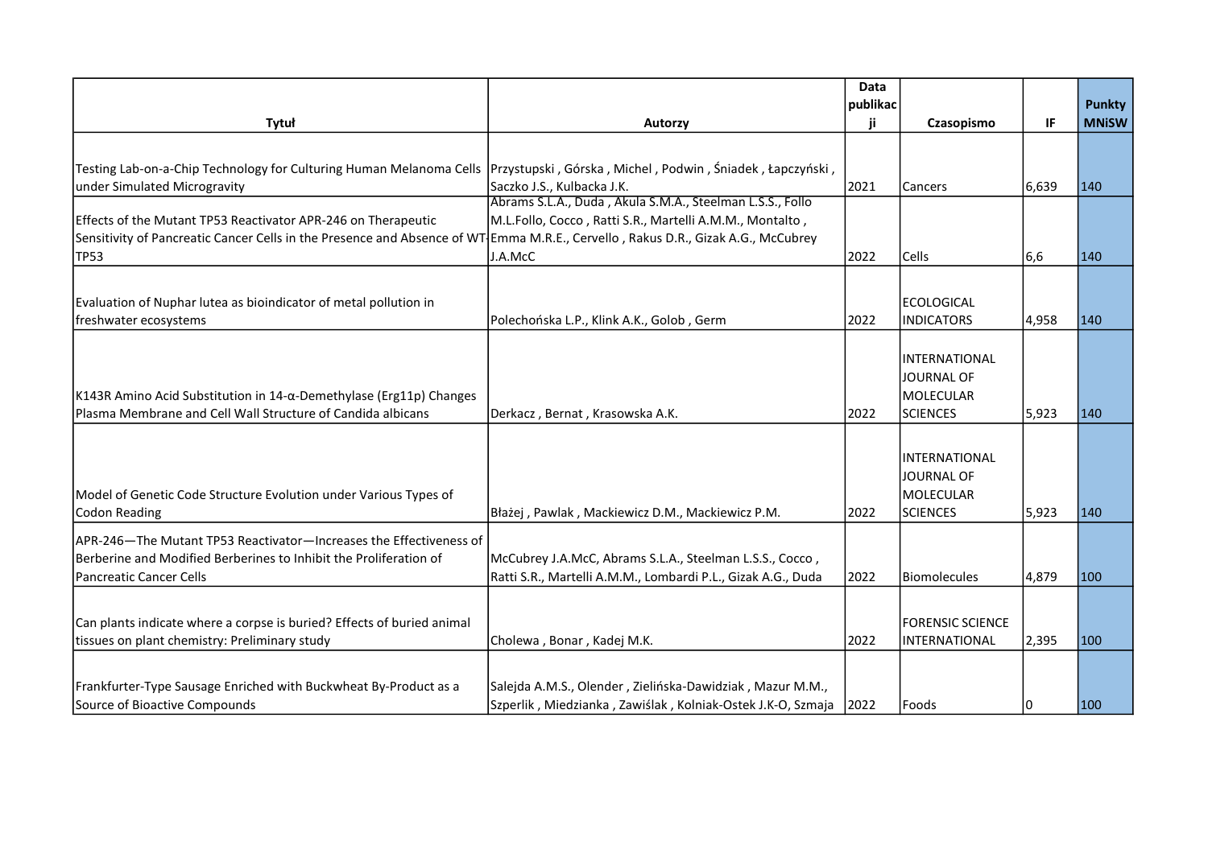| Tytuł | Autorzy | Data publikacji | Czasopismo | IF | Punkty MNiSW |
|---|---|---|---|---|---|
| Testing Lab-on-a-Chip Technology for Culturing Human Melanoma Cells under Simulated Microgravity | Przystupski , Górska , Michel , Podwin , Śniadek , Łapczyński , Saczko J.S., Kulbacka J.K. | 2021 | Cancers | 6,639 | 140 |
| Effects of the Mutant TP53 Reactivator APR-246 on Therapeutic Sensitivity of Pancreatic Cancer Cells in the Presence and Absence of WT-TP53 | Abrams S.L.A., Duda , Akula S.M.A., Steelman L.S.S., Follo M.L.Follo, Cocco , Ratti S.R., Martelli A.M.M., Montalto , Emma M.R.E., Cervello , Rakus D.R., Gizak A.G., McCubrey J.A.McC | 2022 | Cells | 6,6 | 140 |
| Evaluation of Nuphar lutea as bioindicator of metal pollution in freshwater ecosystems | Polechońska L.P., Klink A.K., Golob , Germ | 2022 | ECOLOGICAL INDICATORS | 4,958 | 140 |
| K143R Amino Acid Substitution in 14-α-Demethylase (Erg11p) Changes Plasma Membrane and Cell Wall Structure of Candida albicans | Derkacz , Bernat , Krasowska A.K. | 2022 | INTERNATIONAL JOURNAL OF MOLECULAR SCIENCES | 5,923 | 140 |
| Model of Genetic Code Structure Evolution under Various Types of Codon Reading | Błażej , Pawlak , Mackiewicz D.M., Mackiewicz P.M. | 2022 | INTERNATIONAL JOURNAL OF MOLECULAR SCIENCES | 5,923 | 140 |
| APR-246—The Mutant TP53 Reactivator—Increases the Effectiveness of Berberine and Modified Berberines to Inhibit the Proliferation of Pancreatic Cancer Cells | McCubrey J.A.McC, Abrams S.L.A., Steelman L.S.S., Cocco , Ratti S.R., Martelli A.M.M., Lombardi P.L., Gizak A.G., Duda | 2022 | Biomolecules | 4,879 | 100 |
| Can plants indicate where a corpse is buried? Effects of buried animal tissues on plant chemistry: Preliminary study | Cholewa , Bonar , Kadej M.K. | 2022 | FORENSIC SCIENCE INTERNATIONAL | 2,395 | 100 |
| Frankfurter-Type Sausage Enriched with Buckwheat By-Product as a Source of Bioactive Compounds | Salejda A.M.S., Olender , Zielińska-Dawidziak , Mazur M.M., Szperlik , Miedzianka , Zawiślak , Kolniak-Ostek J.K-O, Szmaja | 2022 | Foods | 0 | 100 |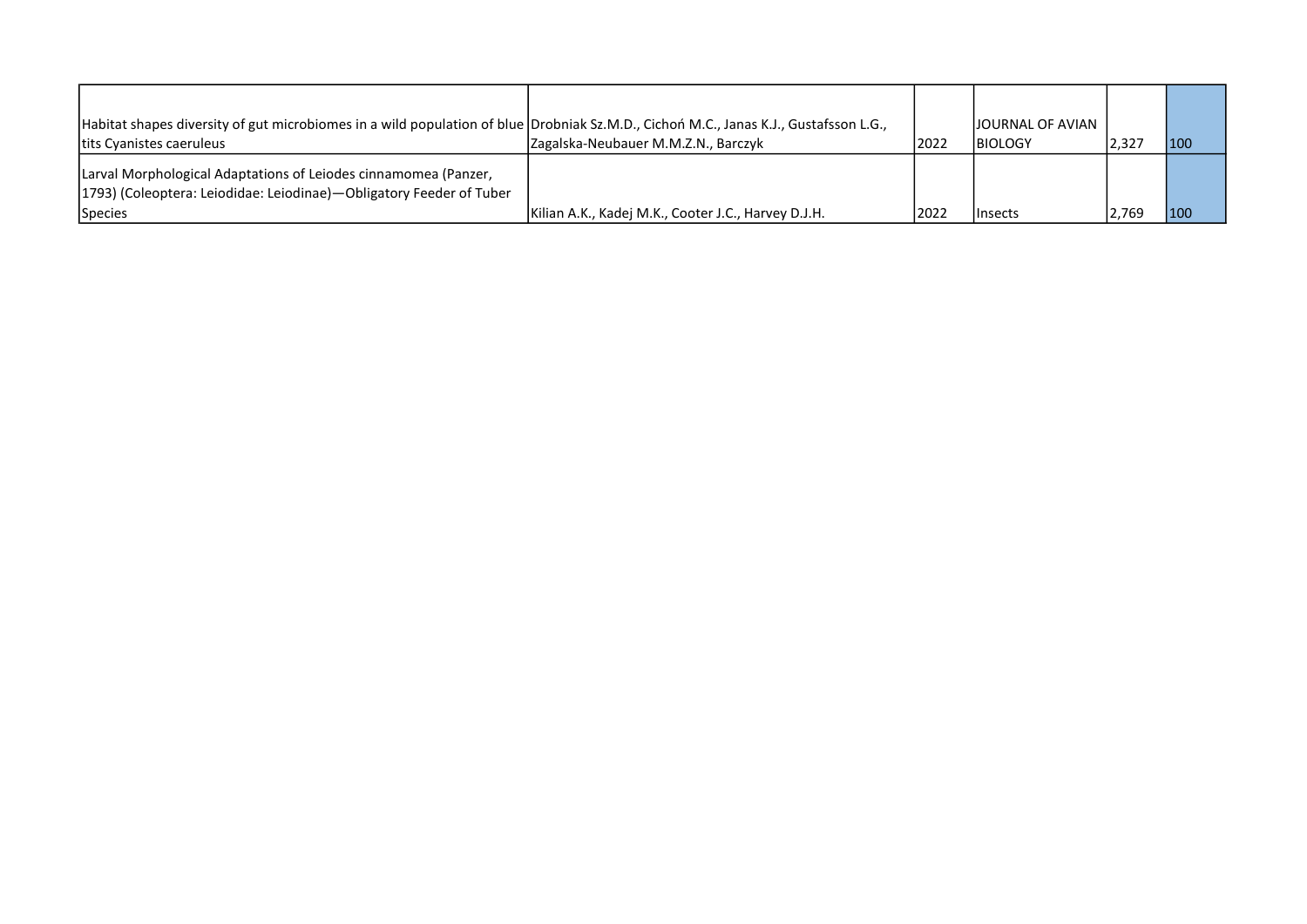| | | | | | |
|---|---|---|---|---|---|
| Habitat shapes diversity of gut microbiomes in a wild population of blue tits Cyanistes caeruleus | Drobniak Sz.M.D., Cichoń M.C., Janas K.J., Gustafsson L.G., Zagalska-Neubauer M.M.Z.N., Barczyk | 2022 | JOURNAL OF AVIAN BIOLOGY | 2,327 | 100 |
| Larval Morphological Adaptations of Leiodes cinnamomea (Panzer, 1793) (Coleoptera: Leiodidae: Leiodinae)—Obligatory Feeder of Tuber Species | Kilian A.K., Kadej M.K., Cooter J.C., Harvey D.J.H. | 2022 | Insects | 2,769 | 100 |